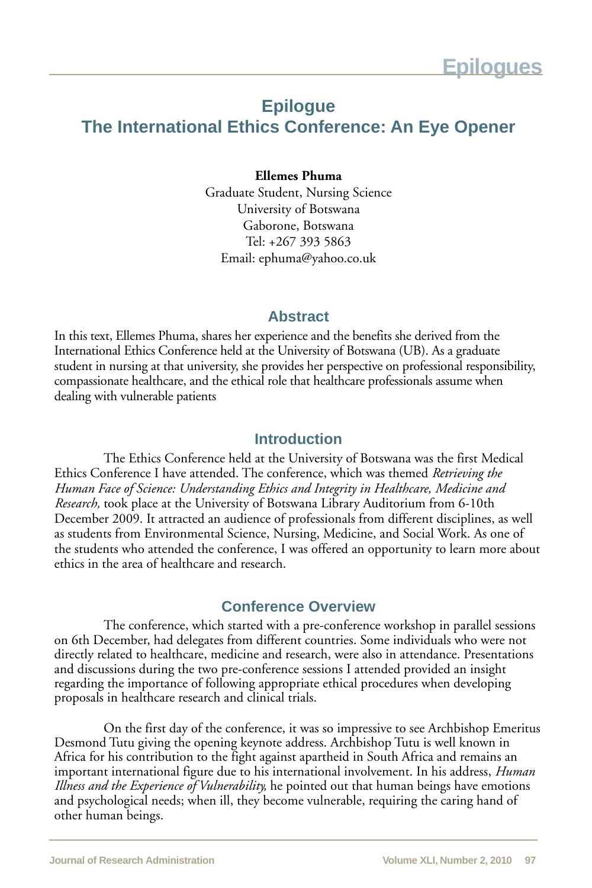# Epilogue
# The International Ethics Conference: An Eye Opener

**Ellemes Phuma**
Graduate Student, Nursing Science
University of Botswana
Gaborone, Botswana
Tel: +267 393 5863
Email: ephuma@yahoo.co.uk

## Abstract

In this text, Ellemes Phuma, shares her experience and the benefits she derived from the International Ethics Conference held at the University of Botswana (UB). As a graduate student in nursing at that university, she provides her perspective on professional responsibility, compassionate healthcare, and the ethical role that healthcare professionals assume when dealing with vulnerable patients

## Introduction

The Ethics Conference held at the University of Botswana was the first Medical Ethics Conference I have attended. The conference, which was themed *Retrieving the Human Face of Science: Understanding Ethics and Integrity in Healthcare, Medicine and Research,* took place at the University of Botswana Library Auditorium from 6-10th December 2009. It attracted an audience of professionals from different disciplines, as well as students from Environmental Science, Nursing, Medicine, and Social Work. As one of the students who attended the conference, I was offered an opportunity to learn more about ethics in the area of healthcare and research.

## Conference Overview

The conference, which started with a pre-conference workshop in parallel sessions on 6th December, had delegates from different countries. Some individuals who were not directly related to healthcare, medicine and research, were also in attendance. Presentations and discussions during the two pre-conference sessions I attended provided an insight regarding the importance of following appropriate ethical procedures when developing proposals in healthcare research and clinical trials.

On the first day of the conference, it was so impressive to see Archbishop Emeritus Desmond Tutu giving the opening keynote address. Archbishop Tutu is well known in Africa for his contribution to the fight against apartheid in South Africa and remains an important international figure due to his international involvement. In his address, *Human Illness and the Experience of Vulnerability,* he pointed out that human beings have emotions and psychological needs; when ill, they become vulnerable, requiring the caring hand of other human beings.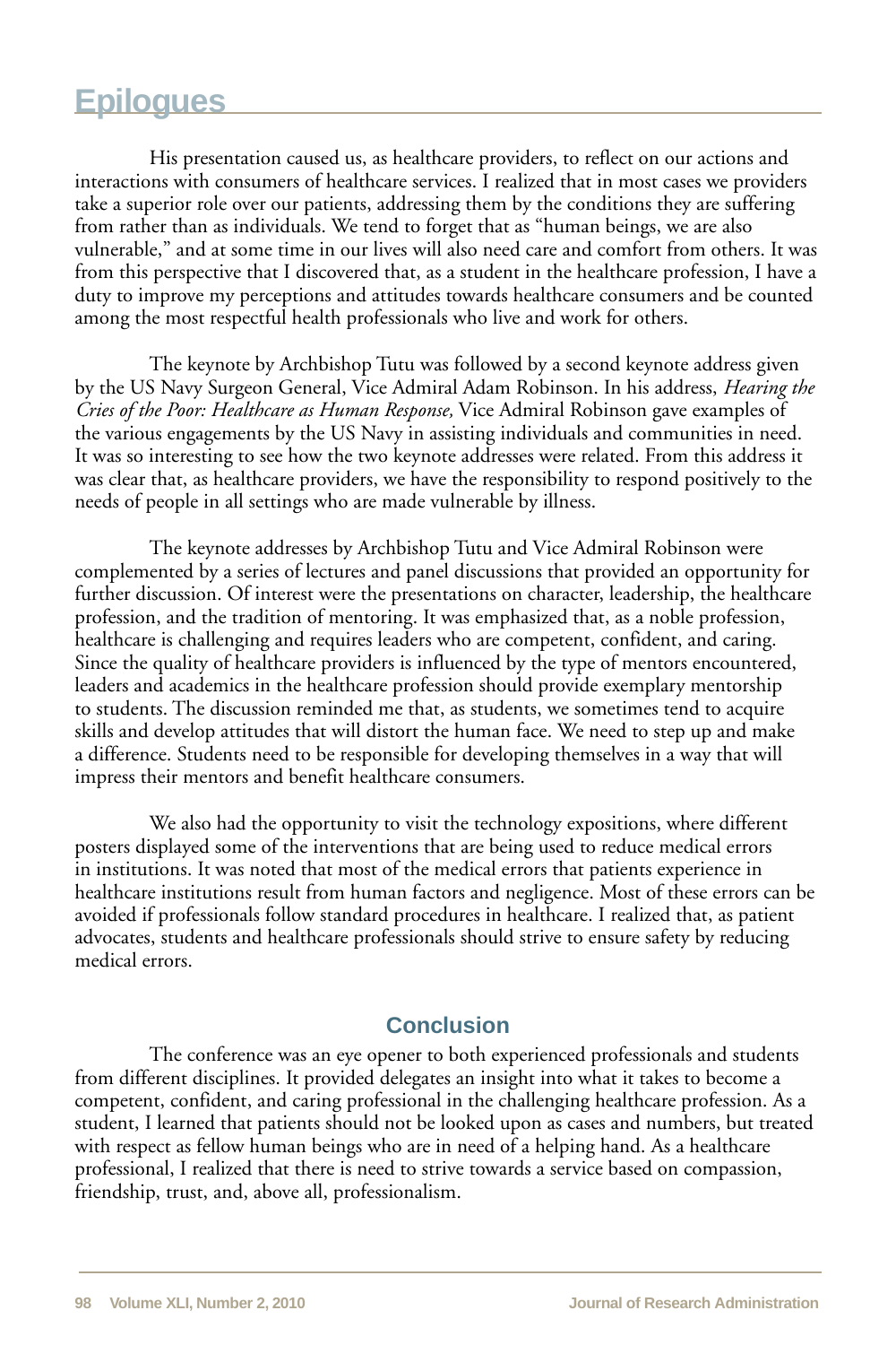# Epilogues

His presentation caused us, as healthcare providers, to reflect on our actions and interactions with consumers of healthcare services. I realized that in most cases we providers take a superior role over our patients, addressing them by the conditions they are suffering from rather than as individuals. We tend to forget that as "human beings, we are also vulnerable," and at some time in our lives will also need care and comfort from others. It was from this perspective that I discovered that, as a student in the healthcare profession, I have a duty to improve my perceptions and attitudes towards healthcare consumers and be counted among the most respectful health professionals who live and work for others.

The keynote by Archbishop Tutu was followed by a second keynote address given by the US Navy Surgeon General, Vice Admiral Adam Robinson. In his address, *Hearing the Cries of the Poor: Healthcare as Human Response,* Vice Admiral Robinson gave examples of the various engagements by the US Navy in assisting individuals and communities in need. It was so interesting to see how the two keynote addresses were related. From this address it was clear that, as healthcare providers, we have the responsibility to respond positively to the needs of people in all settings who are made vulnerable by illness.

The keynote addresses by Archbishop Tutu and Vice Admiral Robinson were complemented by a series of lectures and panel discussions that provided an opportunity for further discussion. Of interest were the presentations on character, leadership, the healthcare profession, and the tradition of mentoring. It was emphasized that, as a noble profession, healthcare is challenging and requires leaders who are competent, confident, and caring. Since the quality of healthcare providers is influenced by the type of mentors encountered, leaders and academics in the healthcare profession should provide exemplary mentorship to students. The discussion reminded me that, as students, we sometimes tend to acquire skills and develop attitudes that will distort the human face. We need to step up and make a difference. Students need to be responsible for developing themselves in a way that will impress their mentors and benefit healthcare consumers.

We also had the opportunity to visit the technology expositions, where different posters displayed some of the interventions that are being used to reduce medical errors in institutions. It was noted that most of the medical errors that patients experience in healthcare institutions result from human factors and negligence. Most of these errors can be avoided if professionals follow standard procedures in healthcare. I realized that, as patient advocates, students and healthcare professionals should strive to ensure safety by reducing medical errors.

## Conclusion

The conference was an eye opener to both experienced professionals and students from different disciplines. It provided delegates an insight into what it takes to become a competent, confident, and caring professional in the challenging healthcare profession. As a student, I learned that patients should not be looked upon as cases and numbers, but treated with respect as fellow human beings who are in need of a helping hand. As a healthcare professional, I realized that there is need to strive towards a service based on compassion, friendship, trust, and, above all, professionalism.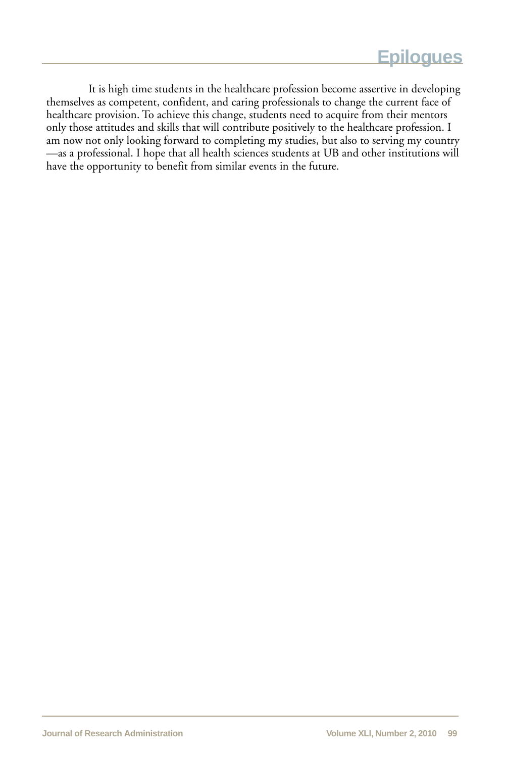It is high time students in the healthcare profession become assertive in developing themselves as competent, confident, and caring professionals to change the current face of healthcare provision. To achieve this change, students need to acquire from their mentors only those attitudes and skills that will contribute positively to the healthcare profession. I am now not only looking forward to completing my studies, but also to serving my country—as a professional. I hope that all health sciences students at UB and other institutions will have the opportunity to benefit from similar events in the future.